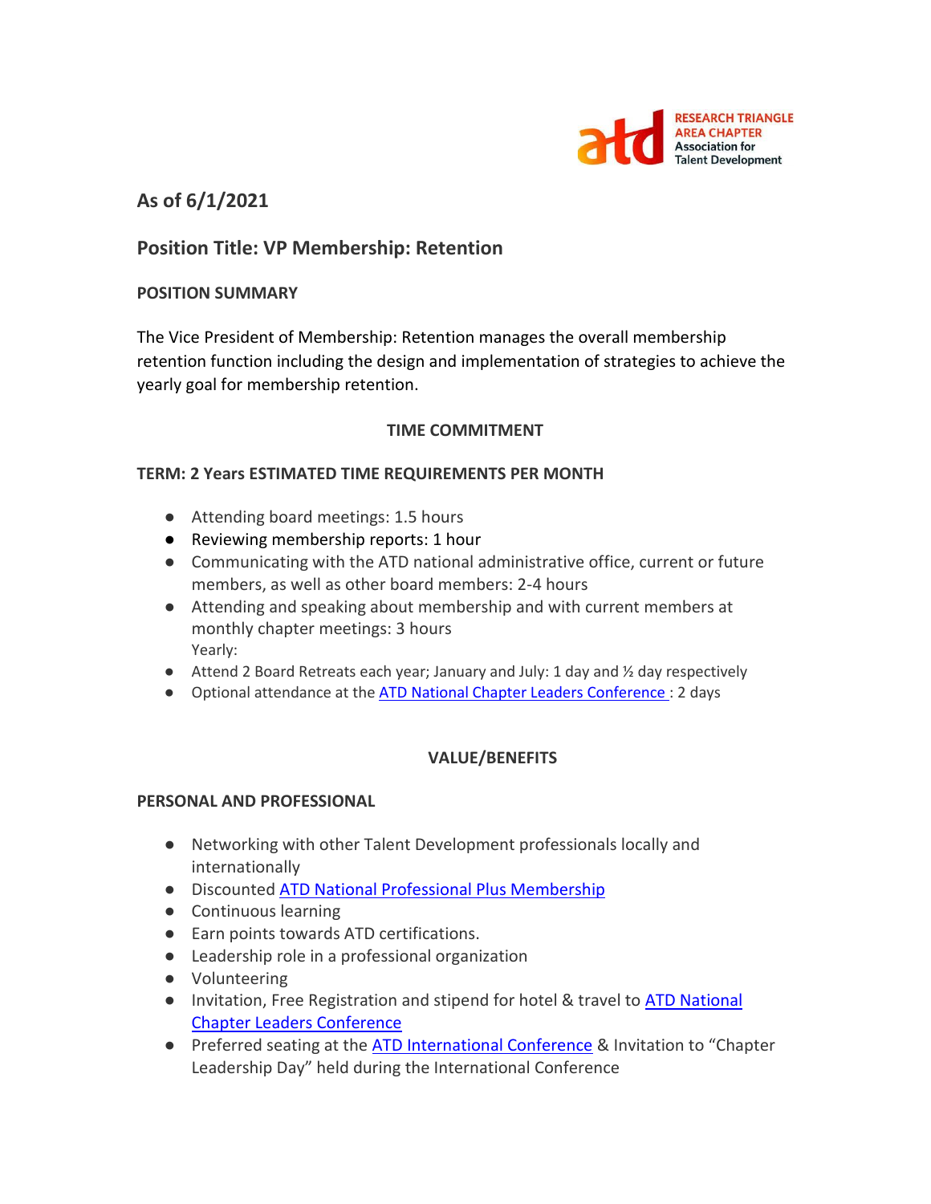RESEARCH TRIANGLE AREA CHAPTER
Association for Talent Development

## As of 6/1/2021

## Position Title: VP Membership: Retention

**POSITION SUMMARY**

The Vice President of Membership: Retention manages the overall membership retention function including the design and implementation of strategies to achieve the yearly goal for membership retention.

**TIME COMMITMENT**

**TERM: 2 Years ESTIMATED TIME REQUIREMENTS PER MONTH**

- Attending board meetings: 1.5 hours
- Reviewing membership reports: 1 hour
- Communicating with the ATD national administrative office, current or future members, as well as other board members: 2-4 hours
- Attending and speaking about membership and with current members at monthly chapter meetings: 3 hours

Yearly:

- Attend 2 Board Retreats each year; January and July: 1 day and ½ day respectively
- Optional attendance at the ATD National Chapter Leaders Conference : 2 days

**VALUE/BENEFITS**

**PERSONAL AND PROFESSIONAL**

- Networking with other Talent Development professionals locally and internationally
- Discounted ATD National Professional Plus Membership
- Continuous learning
- Earn points towards ATD certifications.
- Leadership role in a professional organization
- Volunteering
- Invitation, Free Registration and stipend for hotel & travel to ATD National Chapter Leaders Conference
- Preferred seating at the ATD International Conference & Invitation to "Chapter Leadership Day" held during the International Conference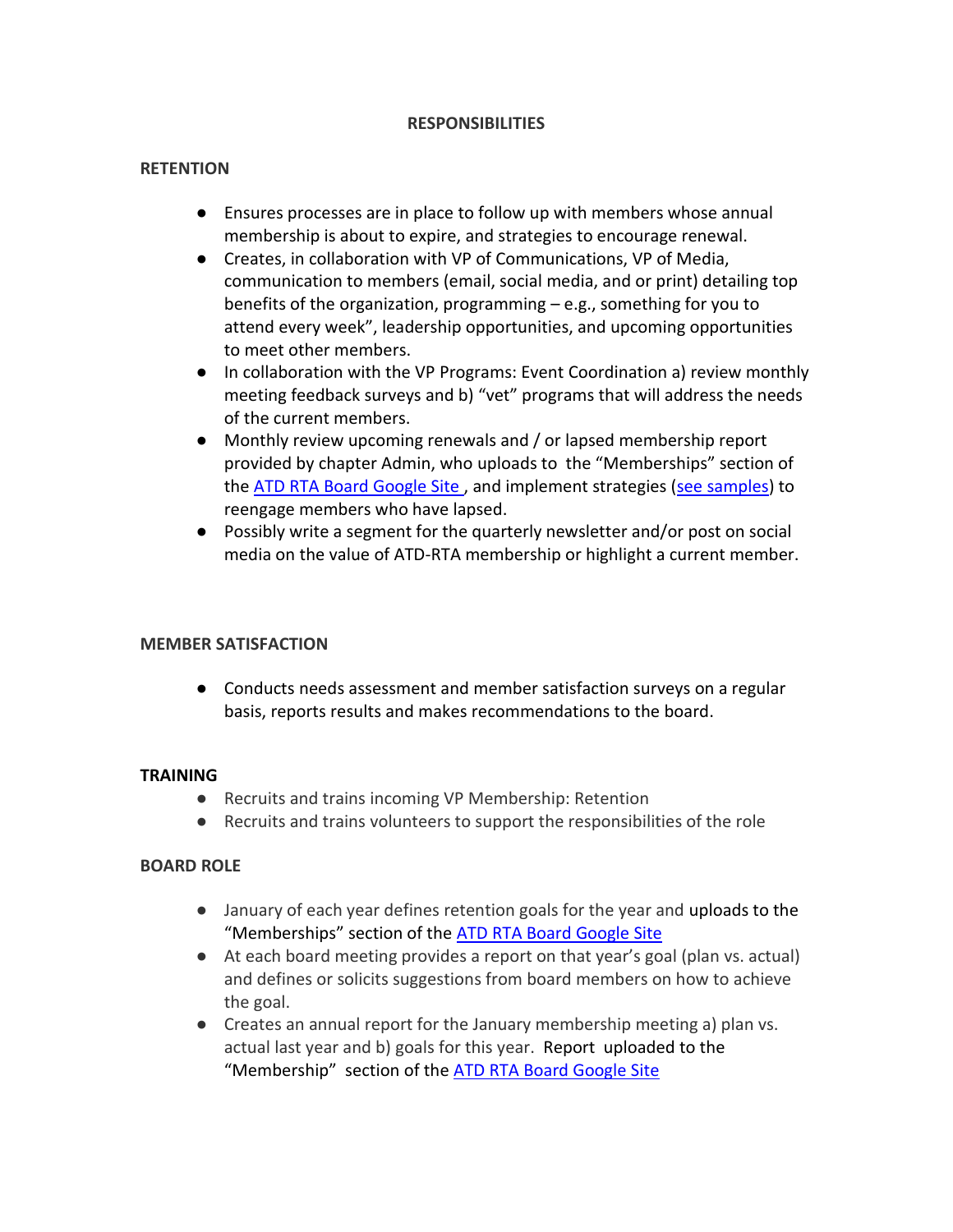## RESPONSIBILITIES

### RETENTION

- Ensures processes are in place to follow up with members whose annual membership is about to expire, and strategies to encourage renewal.
- Creates, in collaboration with VP of Communications, VP of Media, communication to members (email, social media, and or print) detailing top benefits of the organization, programming – e.g., something for you to attend every week", leadership opportunities, and upcoming opportunities to meet other members.
- In collaboration with the VP Programs: Event Coordination a) review monthly meeting feedback surveys and b) "vet" programs that will address the needs of the current members.
- Monthly review upcoming renewals and / or lapsed membership report provided by chapter Admin, who uploads to the "Memberships" section of the ATD RTA Board Google Site , and implement strategies (see samples) to reengage members who have lapsed.
- Possibly write a segment for the quarterly newsletter and/or post on social media on the value of ATD-RTA membership or highlight a current member.

### MEMBER SATISFACTION

- Conducts needs assessment and member satisfaction surveys on a regular basis, reports results and makes recommendations to the board.

### TRAINING

- Recruits and trains incoming VP Membership: Retention
- Recruits and trains volunteers to support the responsibilities of the role

### BOARD ROLE

- January of each year defines retention goals for the year and uploads to the "Memberships" section of the ATD RTA Board Google Site
- At each board meeting provides a report on that year's goal (plan vs. actual) and defines or solicits suggestions from board members on how to achieve the goal.
- Creates an annual report for the January membership meeting a) plan vs. actual last year and b) goals for this year. Report uploaded to the "Membership" section of the ATD RTA Board Google Site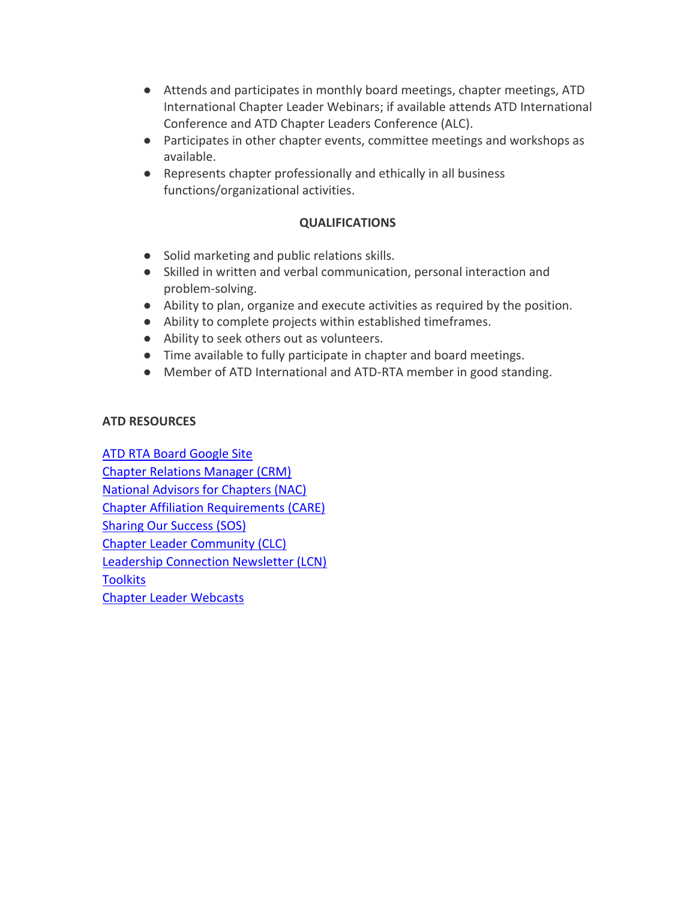- Attends and participates in monthly board meetings, chapter meetings, ATD International Chapter Leader Webinars; if available attends ATD International Conference and ATD Chapter Leaders Conference (ALC).
- Participates in other chapter events, committee meetings and workshops as available.
- Represents chapter professionally and ethically in all business functions/organizational activities.

## QUALIFICATIONS

- Solid marketing and public relations skills.
- Skilled in written and verbal communication, personal interaction and problem-solving.
- Ability to plan, organize and execute activities as required by the position.
- Ability to complete projects within established timeframes.
- Ability to seek others out as volunteers.
- Time available to fully participate in chapter and board meetings.
- Member of ATD International and ATD-RTA member in good standing.

## ATD RESOURCES

ATD RTA Board Google Site
Chapter Relations Manager (CRM)
National Advisors for Chapters (NAC)
Chapter Affiliation Requirements (CARE)
Sharing Our Success (SOS)
Chapter Leader Community (CLC)
Leadership Connection Newsletter (LCN)
Toolkits
Chapter Leader Webcasts